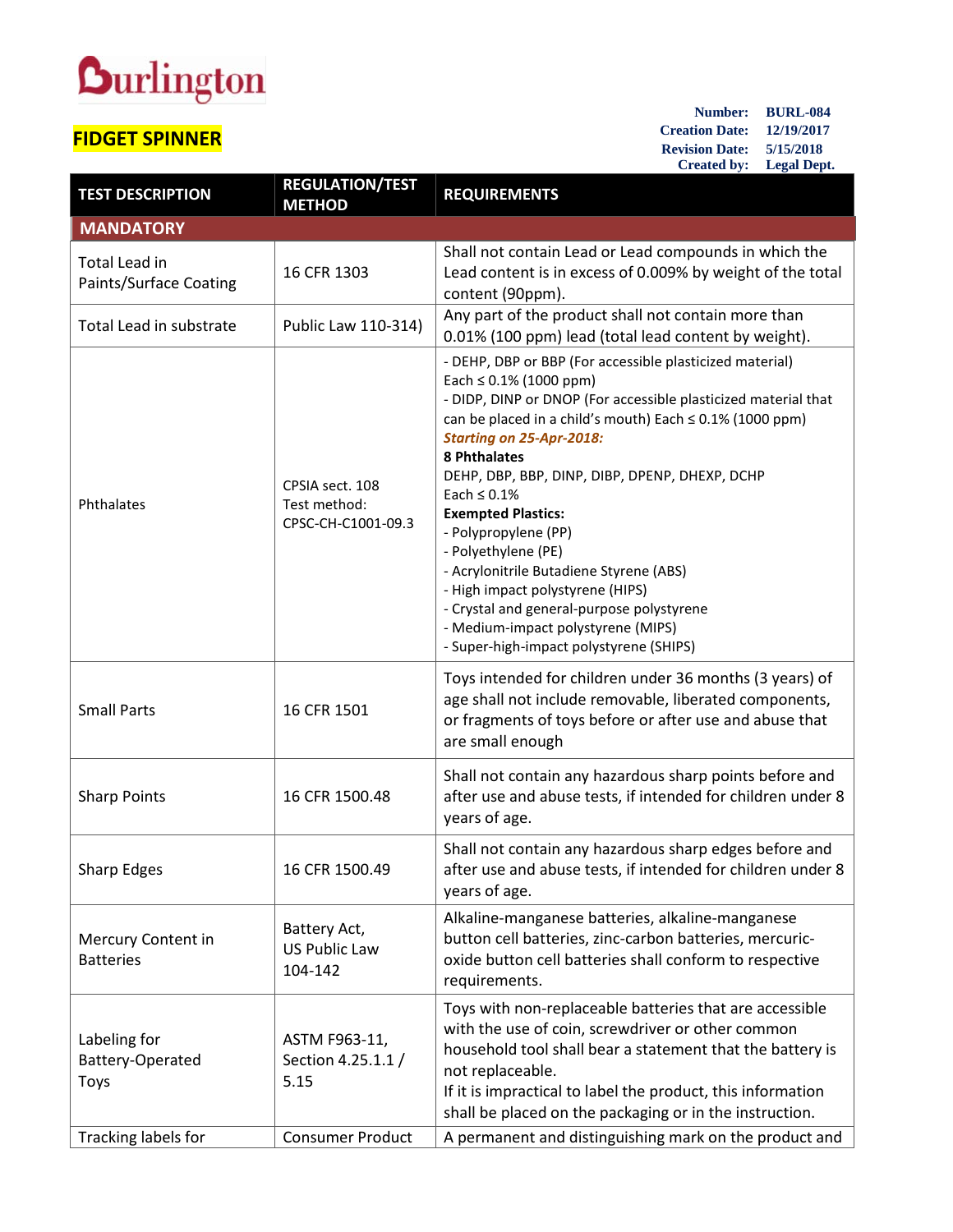Burlington

# FIDGET SPINNER

| | |
|---|---|
| **Number:** | **BURL-084** |
| **Creation Date:** | **12/19/2017** |
| **Revision Date:** | **5/15/2018** |
| **Created by:** | **Legal Dept.** |

| TEST DESCRIPTION | REGULATION/TEST METHOD | REQUIREMENTS |
|---|---|---|
| **MANDATORY** | | |
| Total Lead in Paints/Surface Coating | 16 CFR 1303 | Shall not contain Lead or Lead compounds in which the Lead content is in excess of 0.009% by weight of the total content (90ppm). |
| Total Lead in substrate | Public Law 110-314) | Any part of the product shall not contain more than 0.01% (100 ppm) lead (total lead content by weight). |
| Phthalates | CPSIA sect. 108<br>Test method: CPSC-CH-C1001-09.3 | - DEHP, DBP or BBP (For accessible plasticized material) Each ≤ 0.1% (1000 ppm)<br>- DIDP, DINP or DNOP (For accessible plasticized material that can be placed in a child's mouth) Each ≤ 0.1% (1000 ppm)<br>***Starting on 25-Apr-2018:***<br>**8 Phthalates**<br>DEHP, DBP, BBP, DINP, DIBP, DPENP, DHEXP, DCHP<br>Each ≤ 0.1%<br>**Exempted Plastics:**<br>- Polypropylene (PP)<br>- Polyethylene (PE)<br>- Acrylonitrile Butadiene Styrene (ABS)<br>- High impact polystyrene (HIPS)<br>- Crystal and general-purpose polystyrene<br>- Medium-impact polystyrene (MIPS)<br>- Super-high-impact polystyrene (SHIPS) |
| Small Parts | 16 CFR 1501 | Toys intended for children under 36 months (3 years) of age shall not include removable, liberated components, or fragments of toys before or after use and abuse that are small enough |
| Sharp Points | 16 CFR 1500.48 | Shall not contain any hazardous sharp points before and after use and abuse tests, if intended for children under 8 years of age. |
| Sharp Edges | 16 CFR 1500.49 | Shall not contain any hazardous sharp edges before and after use and abuse tests, if intended for children under 8 years of age. |
| Mercury Content in Batteries | Battery Act, US Public Law 104-142 | Alkaline-manganese batteries, alkaline-manganese button cell batteries, zinc-carbon batteries, mercuric-oxide button cell batteries shall conform to respective requirements. |
| Labeling for Battery-Operated Toys | ASTM F963-11, Section 4.25.1.1 / 5.15 | Toys with non-replaceable batteries that are accessible with the use of coin, screwdriver or other common household tool shall bear a statement that the battery is not replaceable.<br>If it is impractical to label the product, this information shall be placed on the packaging or in the instruction. |
| Tracking labels for | Consumer Product | A permanent and distinguishing mark on the product and |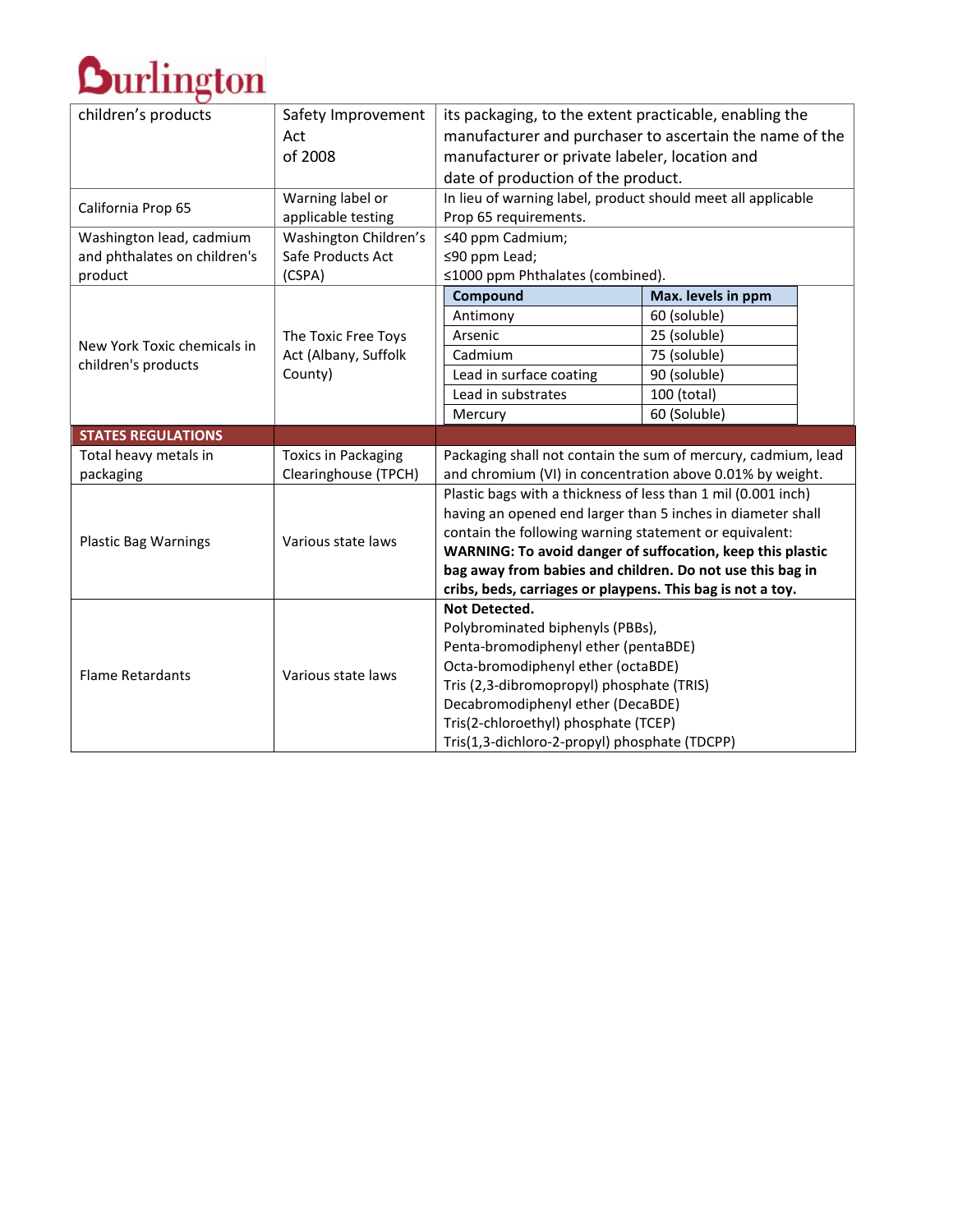| | | |
|---|---|---|
| children's products | Safety Improvement Act of 2008 | its packaging, to the extent practicable, enabling the manufacturer and purchaser to ascertain the name of the manufacturer or private labeler, location and date of production of the product. |
| California Prop 65 | Warning label or applicable testing | In lieu of warning label, product should meet all applicable Prop 65 requirements. |
| Washington lead, cadmium and phthalates on children's product | Washington Children's Safe Products Act (CSPA) | ≤40 ppm Cadmium;<br>≤90 ppm Lead;<br>≤1000 ppm Phthalates (combined). |
| New York Toxic chemicals in children's products | The Toxic Free Toys Act (Albany, Suffolk County) | **Compound** / **Max. levels in ppm**<br>Antimony: 60 (soluble)<br>Arsenic: 25 (soluble)<br>Cadmium: 75 (soluble)<br>Lead in surface coating: 90 (soluble)<br>Lead in substrates: 100 (total)<br>Mercury: 60 (Soluble) |
| **STATES REGULATIONS** | | |
| Total heavy metals in packaging | Toxics in Packaging Clearinghouse (TPCH) | Packaging shall not contain the sum of mercury, cadmium, lead and chromium (VI) in concentration above 0.01% by weight. |
| Plastic Bag Warnings | Various state laws | Plastic bags with a thickness of less than 1 mil (0.001 inch) having an opened end larger than 5 inches in diameter shall contain the following warning statement or equivalent:<br>**WARNING: To avoid danger of suffocation, keep this plastic bag away from babies and children. Do not use this bag in cribs, beds, carriages or playpens. This bag is not a toy.** |
| Flame Retardants | Various state laws | **Not Detected.**<br>Polybrominated biphenyls (PBBs),<br>Penta-bromodiphenyl ether (pentaBDE)<br>Octa-bromodiphenyl ether (octaBDE)<br>Tris (2,3-dibromopropyl) phosphate (TRIS)<br>Decabromodiphenyl ether (DecaBDE)<br>Tris(2-chloroethyl) phosphate (TCEP)<br>Tris(1,3-dichloro-2-propyl) phosphate (TDCPP) |